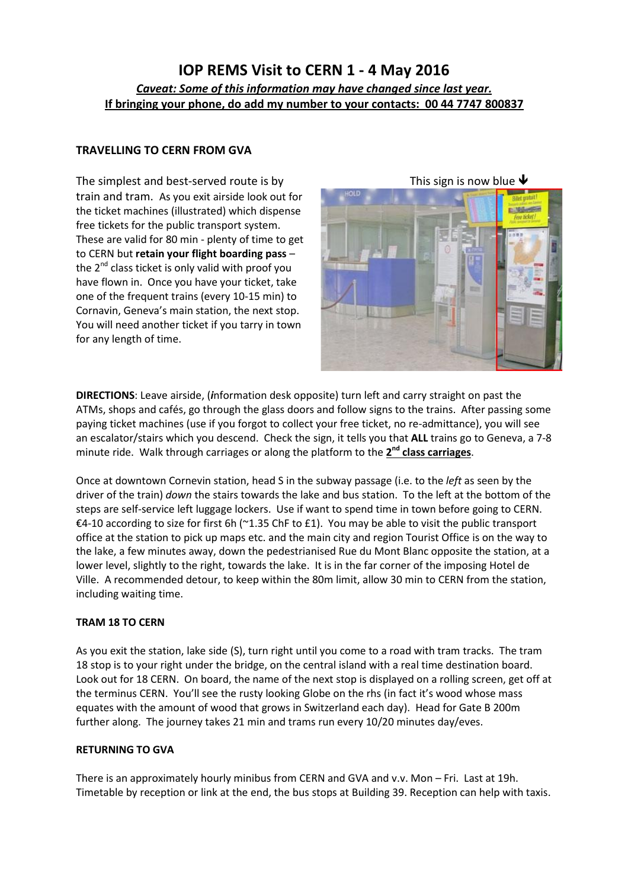# IOP REMS Visit to CERN 1 - 4 May 2016

***Caveat: Some of this information may have changed since last year.***

**If bringing your phone, do add my number to your contacts: 00 44 7747 800837**

### TRAVELLING TO CERN FROM GVA

This sign is now blue ↓

The simplest and best-served route is by train and tram. As you exit airside look out for the ticket machines (illustrated) which dispense free tickets for the public transport system. These are valid for 80 min - plenty of time to get to CERN but **retain your flight boarding pass** – the 2nd class ticket is only valid with proof you have flown in. Once you have your ticket, take one of the frequent trains (every 10-15 min) to Cornavin, Geneva's main station, the next stop. You will need another ticket if you tarry in town for any length of time.

**DIRECTIONS**: Leave airside, (***i***nformation desk opposite) turn left and carry straight on past the ATMs, shops and cafés, go through the glass doors and follow signs to the trains. After passing some paying ticket machines (use if you forgot to collect your free ticket, no re-admittance), you will see an escalator/stairs which you descend. Check the sign, it tells you that **ALL** trains go to Geneva, a 7-8 minute ride. Walk through carriages or along the platform to the **2nd class carriages**.

Once at downtown Cornevin station, head S in the subway passage (i.e. to the *left* as seen by the driver of the train) *down* the stairs towards the lake and bus station. To the left at the bottom of the steps are self-service left luggage lockers. Use if want to spend time in town before going to CERN. €4-10 according to size for first 6h (~1.35 ChF to £1). You may be able to visit the public transport office at the station to pick up maps etc. and the main city and region Tourist Office is on the way to the lake, a few minutes away, down the pedestrianised Rue du Mont Blanc opposite the station, at a lower level, slightly to the right, towards the lake. It is in the far corner of the imposing Hotel de Ville. A recommended detour, to keep within the 80m limit, allow 30 min to CERN from the station, including waiting time.

### TRAM 18 TO CERN

As you exit the station, lake side (S), turn right until you come to a road with tram tracks. The tram 18 stop is to your right under the bridge, on the central island with a real time destination board. Look out for 18 CERN. On board, the name of the next stop is displayed on a rolling screen, get off at the terminus CERN. You'll see the rusty looking Globe on the rhs (in fact it's wood whose mass equates with the amount of wood that grows in Switzerland each day). Head for Gate B 200m further along. The journey takes 21 min and trams run every 10/20 minutes day/eves.

### RETURNING TO GVA

There is an approximately hourly minibus from CERN and GVA and v.v. Mon – Fri. Last at 19h. Timetable by reception or link at the end, the bus stops at Building 39. Reception can help with taxis.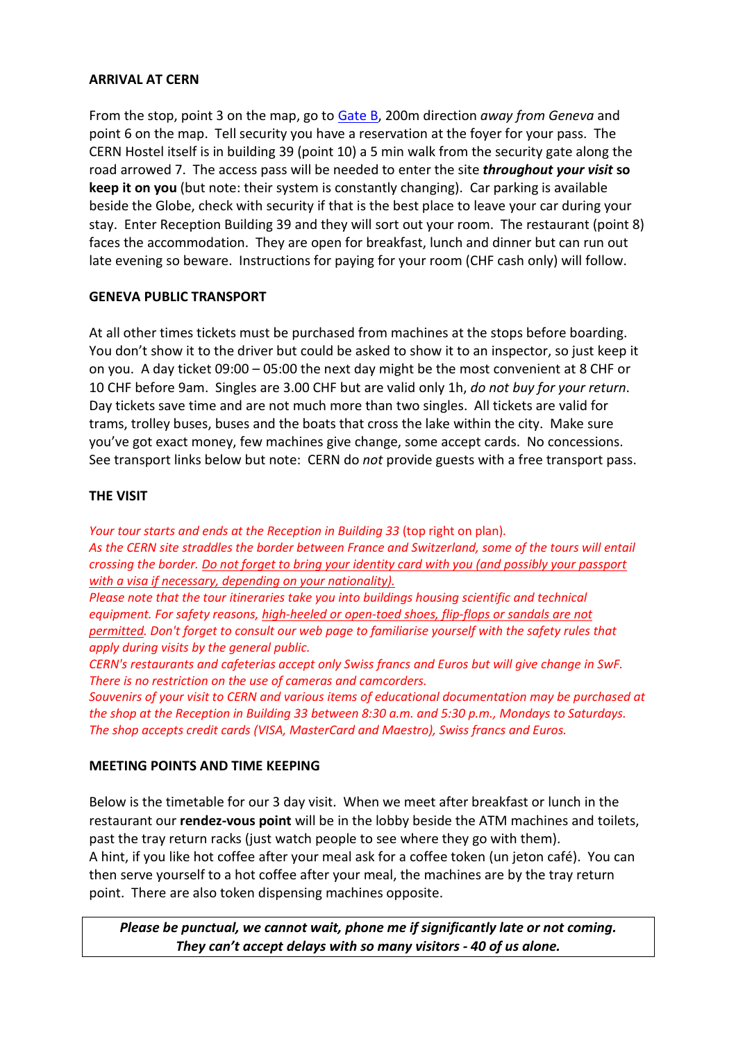**ARRIVAL AT CERN**

From the stop, point 3 on the map, go to Gate B, 200m direction *away from Geneva* and point 6 on the map. Tell security you have a reservation at the foyer for your pass. The CERN Hostel itself is in building 39 (point 10) a 5 min walk from the security gate along the road arrowed 7. The access pass will be needed to enter the site ***throughout your visit*** **so keep it on you** (but note: their system is constantly changing). Car parking is available beside the Globe, check with security if that is the best place to leave your car during your stay. Enter Reception Building 39 and they will sort out your room. The restaurant (point 8) faces the accommodation. They are open for breakfast, lunch and dinner but can run out late evening so beware. Instructions for paying for your room (CHF cash only) will follow.

**GENEVA PUBLIC TRANSPORT**

At all other times tickets must be purchased from machines at the stops before boarding. You don't show it to the driver but could be asked to show it to an inspector, so just keep it on you. A day ticket 09:00 – 05:00 the next day might be the most convenient at 8 CHF or 10 CHF before 9am. Singles are 3.00 CHF but are valid only 1h, *do not buy for your return*. Day tickets save time and are not much more than two singles. All tickets are valid for trams, trolley buses, buses and the boats that cross the lake within the city. Make sure you've got exact money, few machines give change, some accept cards. No concessions. See transport links below but note: CERN do *not* provide guests with a free transport pass.

**THE VISIT**

*Your tour starts and ends at the Reception in Building 33* (top right on plan).
*As the CERN site straddles the border between France and Switzerland, some of the tours will entail crossing the border. Do not forget to bring your identity card with you (and possibly your passport with a visa if necessary, depending on your nationality).*
*Please note that the tour itineraries take you into buildings housing scientific and technical equipment. For safety reasons, high-heeled or open-toed shoes, flip-flops or sandals are not permitted. Don't forget to consult our web page to familiarise yourself with the safety rules that apply during visits by the general public.*
*CERN's restaurants and cafeterias accept only Swiss francs and Euros but will give change in SwF.*
*There is no restriction on the use of cameras and camcorders.*
*Souvenirs of your visit to CERN and various items of educational documentation may be purchased at the shop at the Reception in Building 33 between 8:30 a.m. and 5:30 p.m., Mondays to Saturdays. The shop accepts credit cards (VISA, MasterCard and Maestro), Swiss francs and Euros.*

**MEETING POINTS AND TIME KEEPING**

Below is the timetable for our 3 day visit. When we meet after breakfast or lunch in the restaurant our **rendez-vous point** will be in the lobby beside the ATM machines and toilets, past the tray return racks (just watch people to see where they go with them).
A hint, if you like hot coffee after your meal ask for a coffee token (un jeton café). You can then serve yourself to a hot coffee after your meal, the machines are by the tray return point. There are also token dispensing machines opposite.

***Please be punctual, we cannot wait, phone me if significantly late or not coming.***
***They can't accept delays with so many visitors - 40 of us alone.***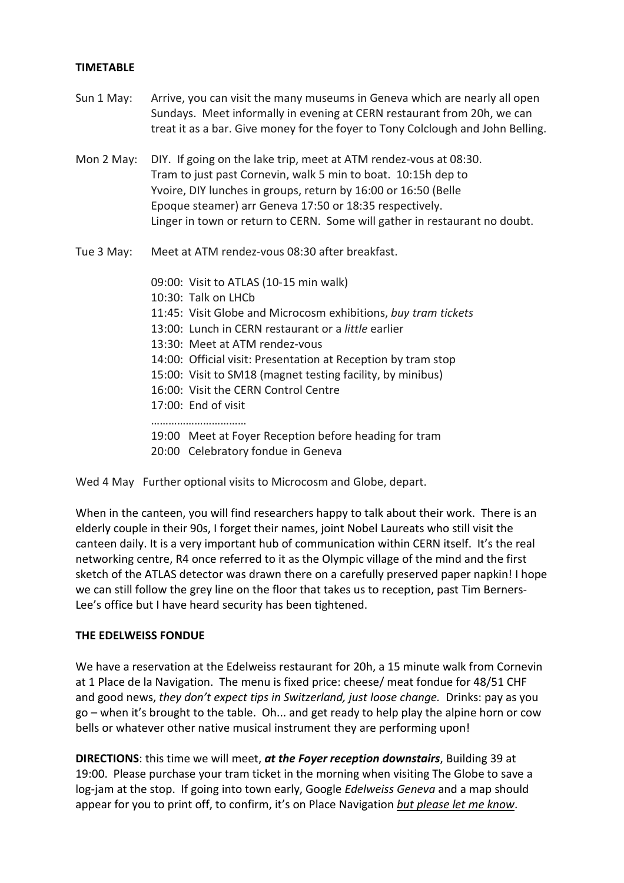**TIMETABLE**

Sun 1 May: Arrive, you can visit the many museums in Geneva which are nearly all open Sundays. Meet informally in evening at CERN restaurant from 20h, we can treat it as a bar. Give money for the foyer to Tony Colclough and John Belling.

Mon 2 May: DIY. If going on the lake trip, meet at ATM rendez-vous at 08:30. Tram to just past Cornevin, walk 5 min to boat. 10:15h dep to Yvoire, DIY lunches in groups, return by 16:00 or 16:50 (Belle Epoque steamer) arr Geneva 17:50 or 18:35 respectively. Linger in town or return to CERN. Some will gather in restaurant no doubt.

Tue 3 May: Meet at ATM rendez-vous 08:30 after breakfast.

09:00: Visit to ATLAS (10-15 min walk)
10:30: Talk on LHCb
11:45: Visit Globe and Microcosm exhibitions, *buy tram tickets*
13:00: Lunch in CERN restaurant or a *little* earlier
13:30: Meet at ATM rendez-vous
14:00: Official visit: Presentation at Reception by tram stop
15:00: Visit to SM18 (magnet testing facility, by minibus)
16:00: Visit the CERN Control Centre
17:00: End of visit
……………………………
19:00 Meet at Foyer Reception before heading for tram
20:00 Celebratory fondue in Geneva

Wed 4 May Further optional visits to Microcosm and Globe, depart.

When in the canteen, you will find researchers happy to talk about their work. There is an elderly couple in their 90s, I forget their names, joint Nobel Laureats who still visit the canteen daily. It is a very important hub of communication within CERN itself. It's the real networking centre, R4 once referred to it as the Olympic village of the mind and the first sketch of the ATLAS detector was drawn there on a carefully preserved paper napkin! I hope we can still follow the grey line on the floor that takes us to reception, past Tim Berners-Lee's office but I have heard security has been tightened.

**THE EDELWEISS FONDUE**

We have a reservation at the Edelweiss restaurant for 20h, a 15 minute walk from Cornevin at 1 Place de la Navigation. The menu is fixed price: cheese/ meat fondue for 48/51 CHF and good news, *they don't expect tips in Switzerland, just loose change.* Drinks: pay as you go – when it's brought to the table. Oh... and get ready to help play the alpine horn or cow bells or whatever other native musical instrument they are performing upon!

**DIRECTIONS**: this time we will meet, ***at the Foyer reception downstairs***, Building 39 at 19:00. Please purchase your tram ticket in the morning when visiting The Globe to save a log-jam at the stop. If going into town early, Google *Edelweiss Geneva* and a map should appear for you to print off, to confirm, it's on Place Navigation *<u>but please let me know</u>*.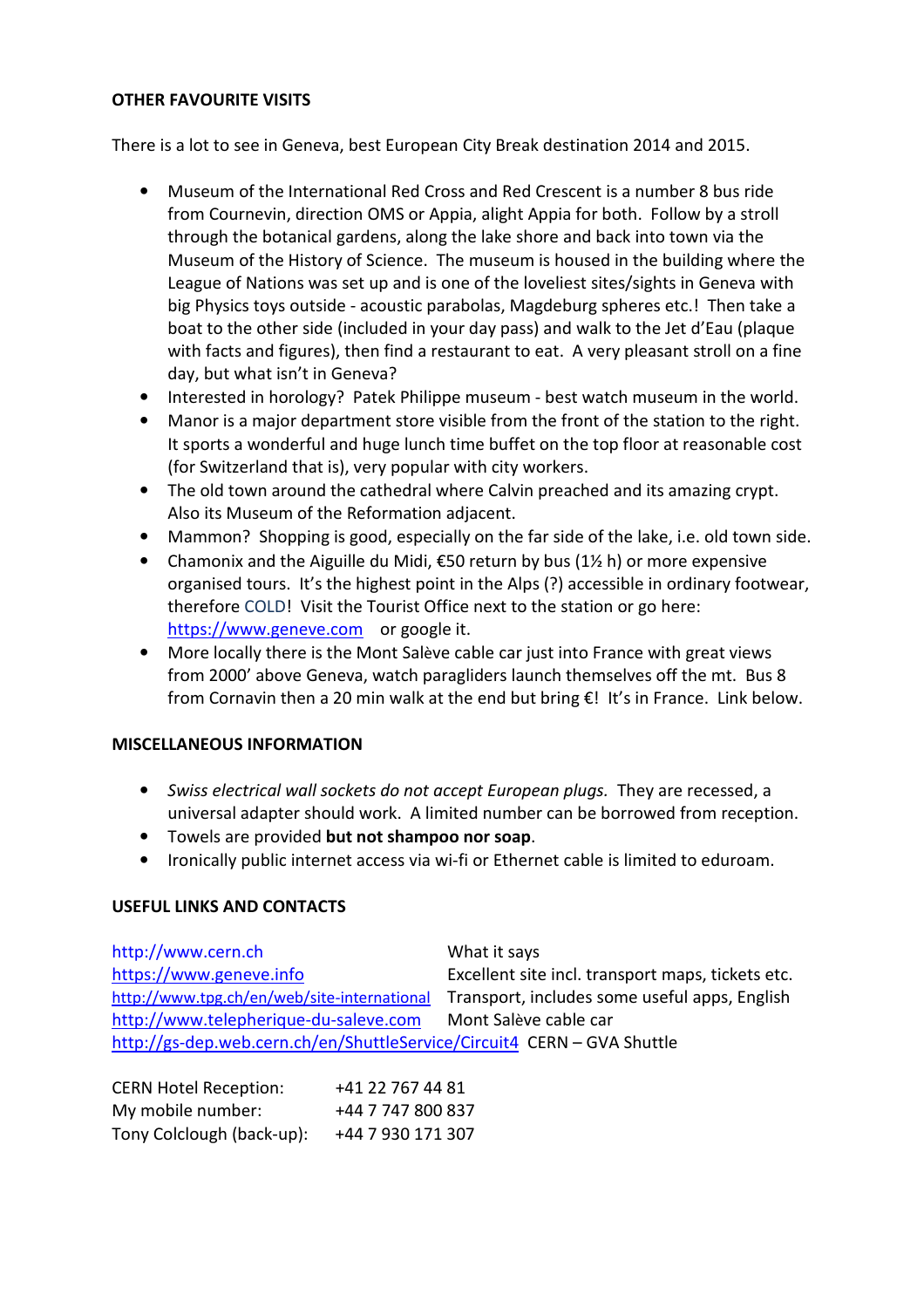**OTHER FAVOURITE VISITS**

There is a lot to see in Geneva, best European City Break destination 2014 and 2015.

- Museum of the International Red Cross and Red Crescent is a number 8 bus ride from Cournevin, direction OMS or Appia, alight Appia for both. Follow by a stroll through the botanical gardens, along the lake shore and back into town via the Museum of the History of Science. The museum is housed in the building where the League of Nations was set up and is one of the loveliest sites/sights in Geneva with big Physics toys outside - acoustic parabolas, Magdeburg spheres etc.! Then take a boat to the other side (included in your day pass) and walk to the Jet d'Eau (plaque with facts and figures), then find a restaurant to eat. A very pleasant stroll on a fine day, but what isn't in Geneva?
- Interested in horology? Patek Philippe museum - best watch museum in the world.
- Manor is a major department store visible from the front of the station to the right. It sports a wonderful and huge lunch time buffet on the top floor at reasonable cost (for Switzerland that is), very popular with city workers.
- The old town around the cathedral where Calvin preached and its amazing crypt. Also its Museum of the Reformation adjacent.
- Mammon? Shopping is good, especially on the far side of the lake, i.e. old town side.
- Chamonix and the Aiguille du Midi, €50 return by bus (1½ h) or more expensive organised tours. It's the highest point in the Alps (?) accessible in ordinary footwear, therefore COLD! Visit the Tourist Office next to the station or go here: https://www.geneve.com or google it.
- More locally there is the Mont Salève cable car just into France with great views from 2000' above Geneva, watch paragliders launch themselves off the mt. Bus 8 from Cornavin then a 20 min walk at the end but bring €! It's in France. Link below.

**MISCELLANEOUS INFORMATION**

- *Swiss electrical wall sockets do not accept European plugs.* They are recessed, a universal adapter should work. A limited number can be borrowed from reception.
- Towels are provided **but not shampoo nor soap**.
- Ironically public internet access via wi-fi or Ethernet cable is limited to eduroam.

**USEFUL LINKS AND CONTACTS**

| | |
|---|---|
| http://www.cern.ch | What it says |
| https://www.geneve.info | Excellent site incl. transport maps, tickets etc. |
| http://www.tpg.ch/en/web/site-international | Transport, includes some useful apps, English |
| http://www.telepherique-du-saleve.com | Mont Salève cable car |
| http://gs-dep.web.cern.ch/en/ShuttleService/Circuit4 | CERN – GVA Shuttle |

| | |
|---|---|
| CERN Hotel Reception: | +41 22 767 44 81 |
| My mobile number: | +44 7 747 800 837 |
| Tony Colclough (back-up): | +44 7 930 171 307 |